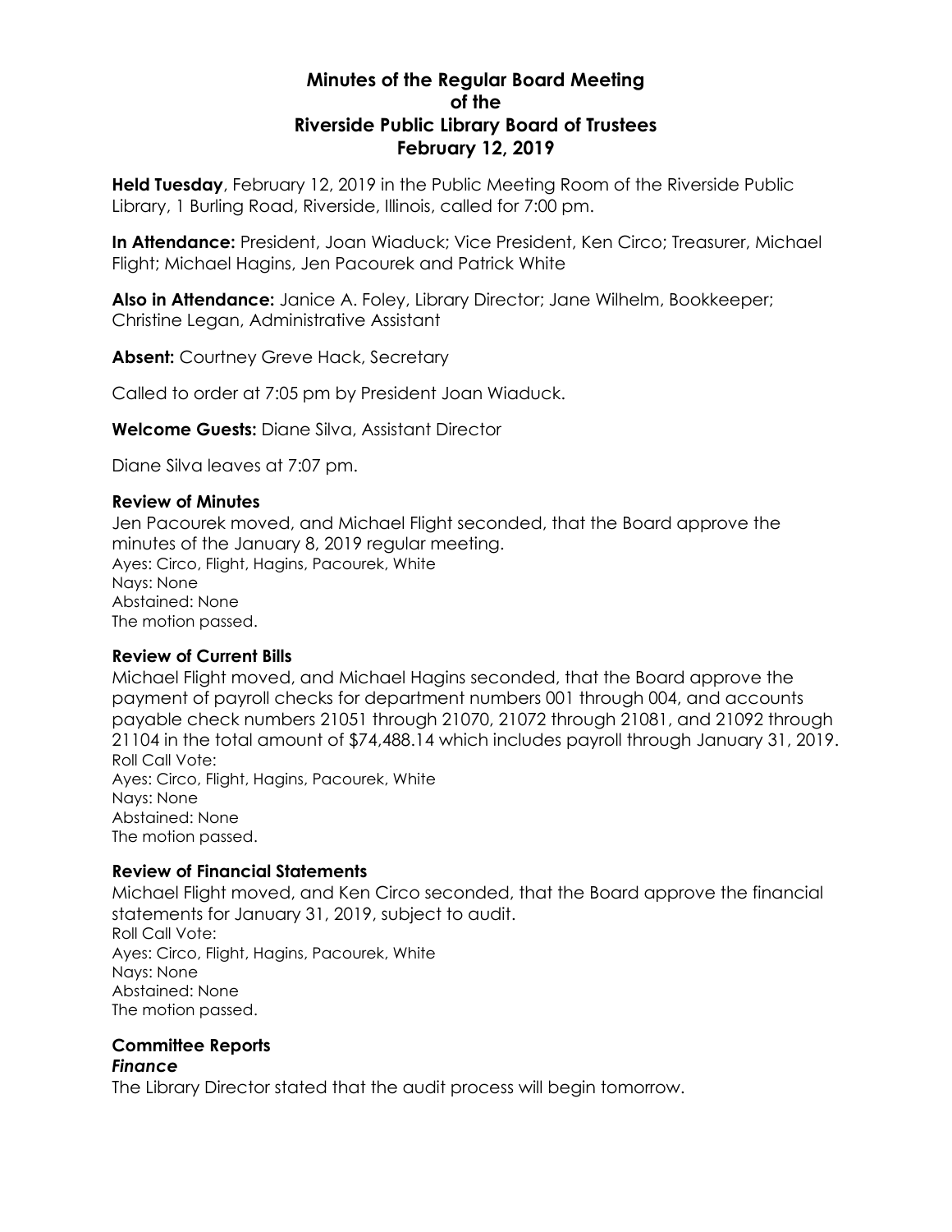# Minutes of the Regular Board Meeting of the Riverside Public Library Board of Trustees February 12, 2019

**Held Tuesday**, February 12, 2019 in the Public Meeting Room of the Riverside Public Library, 1 Burling Road, Riverside, Illinois, called for 7:00 pm.

**In Attendance:** President, Joan Wiaduck; Vice President, Ken Circo; Treasurer, Michael Flight; Michael Hagins, Jen Pacourek and Patrick White

**Also in Attendance:** Janice A. Foley, Library Director; Jane Wilhelm, Bookkeeper; Christine Legan, Administrative Assistant

**Absent:** Courtney Greve Hack, Secretary

Called to order at 7:05 pm by President Joan Wiaduck.

**Welcome Guests:** Diane Silva, Assistant Director

Diane Silva leaves at 7:07 pm.

### Review of Minutes

Jen Pacourek moved, and Michael Flight seconded, that the Board approve the minutes of the January 8, 2019 regular meeting.
Ayes: Circo, Flight, Hagins, Pacourek, White
Nays: None
Abstained: None
The motion passed.

### Review of Current Bills

Michael Flight moved, and Michael Hagins seconded, that the Board approve the payment of payroll checks for department numbers 001 through 004, and accounts payable check numbers 21051 through 21070, 21072 through 21081, and 21092 through 21104 in the total amount of $74,488.14 which includes payroll through January 31, 2019.
Roll Call Vote:
Ayes: Circo, Flight, Hagins, Pacourek, White
Nays: None
Abstained: None
The motion passed.

### Review of Financial Statements

Michael Flight moved, and Ken Circo seconded, that the Board approve the financial statements for January 31, 2019, subject to audit.
Roll Call Vote:
Ayes: Circo, Flight, Hagins, Pacourek, White
Nays: None
Abstained: None
The motion passed.

### Committee Reports

#### *Finance*

The Library Director stated that the audit process will begin tomorrow.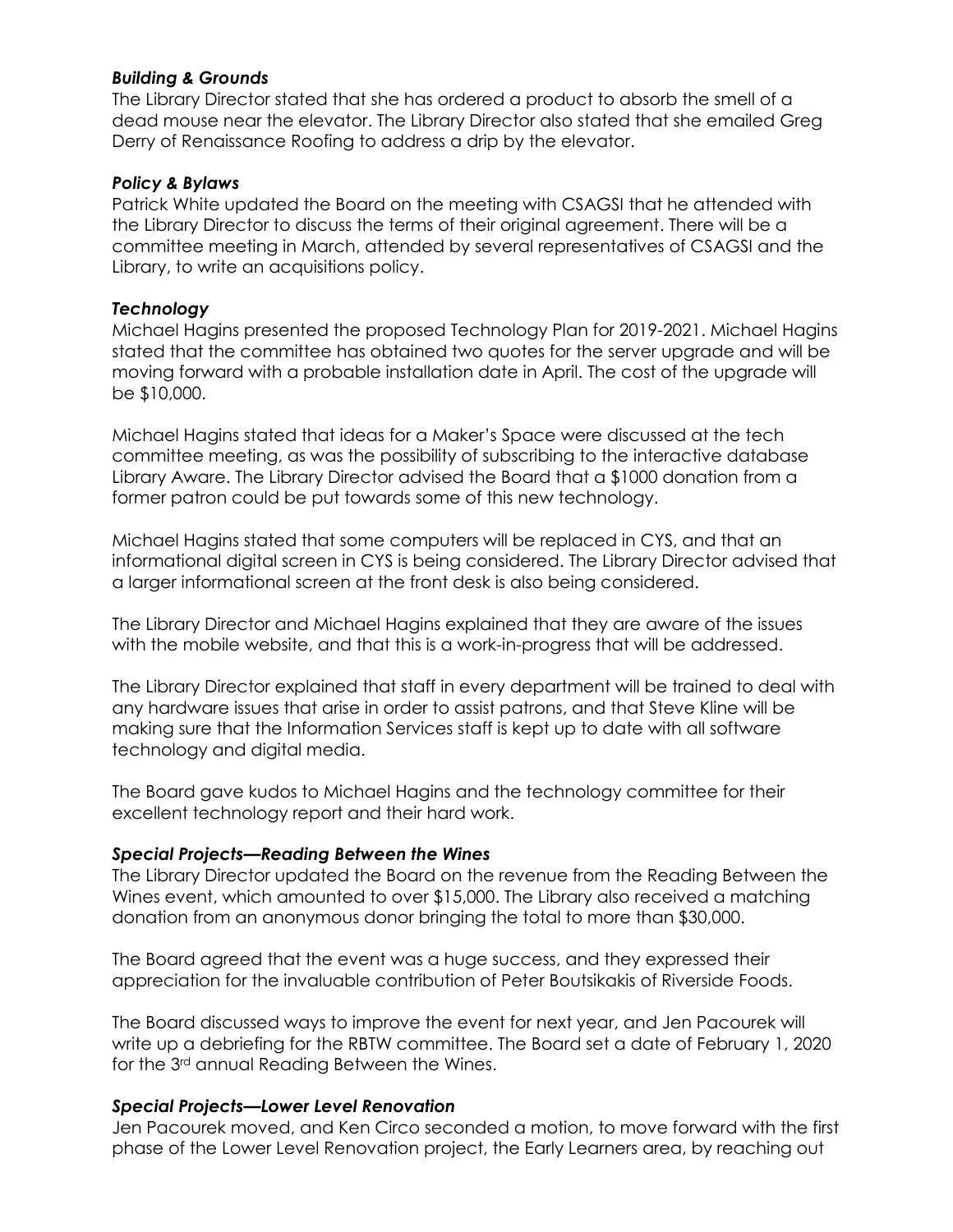### *Building & Grounds*

The Library Director stated that she has ordered a product to absorb the smell of a dead mouse near the elevator. The Library Director also stated that she emailed Greg Derry of Renaissance Roofing to address a drip by the elevator.

### *Policy & Bylaws*

Patrick White updated the Board on the meeting with CSAGSI that he attended with the Library Director to discuss the terms of their original agreement. There will be a committee meeting in March, attended by several representatives of CSAGSI and the Library, to write an acquisitions policy.

### *Technology*

Michael Hagins presented the proposed Technology Plan for 2019-2021. Michael Hagins stated that the committee has obtained two quotes for the server upgrade and will be moving forward with a probable installation date in April. The cost of the upgrade will be $10,000.

Michael Hagins stated that ideas for a Maker's Space were discussed at the tech committee meeting, as was the possibility of subscribing to the interactive database Library Aware. The Library Director advised the Board that a $1000 donation from a former patron could be put towards some of this new technology.

Michael Hagins stated that some computers will be replaced in CYS, and that an informational digital screen in CYS is being considered. The Library Director advised that a larger informational screen at the front desk is also being considered.

The Library Director and Michael Hagins explained that they are aware of the issues with the mobile website, and that this is a work-in-progress that will be addressed.

The Library Director explained that staff in every department will be trained to deal with any hardware issues that arise in order to assist patrons, and that Steve Kline will be making sure that the Information Services staff is kept up to date with all software technology and digital media.

The Board gave kudos to Michael Hagins and the technology committee for their excellent technology report and their hard work.

### *Special Projects—Reading Between the Wines*

The Library Director updated the Board on the revenue from the Reading Between the Wines event, which amounted to over $15,000. The Library also received a matching donation from an anonymous donor bringing the total to more than $30,000.

The Board agreed that the event was a huge success, and they expressed their appreciation for the invaluable contribution of Peter Boutsikakis of Riverside Foods.

The Board discussed ways to improve the event for next year, and Jen Pacourek will write up a debriefing for the RBTW committee. The Board set a date of February 1, 2020 for the 3rd annual Reading Between the Wines.

### *Special Projects—Lower Level Renovation*

Jen Pacourek moved, and Ken Circo seconded a motion, to move forward with the first phase of the Lower Level Renovation project, the Early Learners area, by reaching out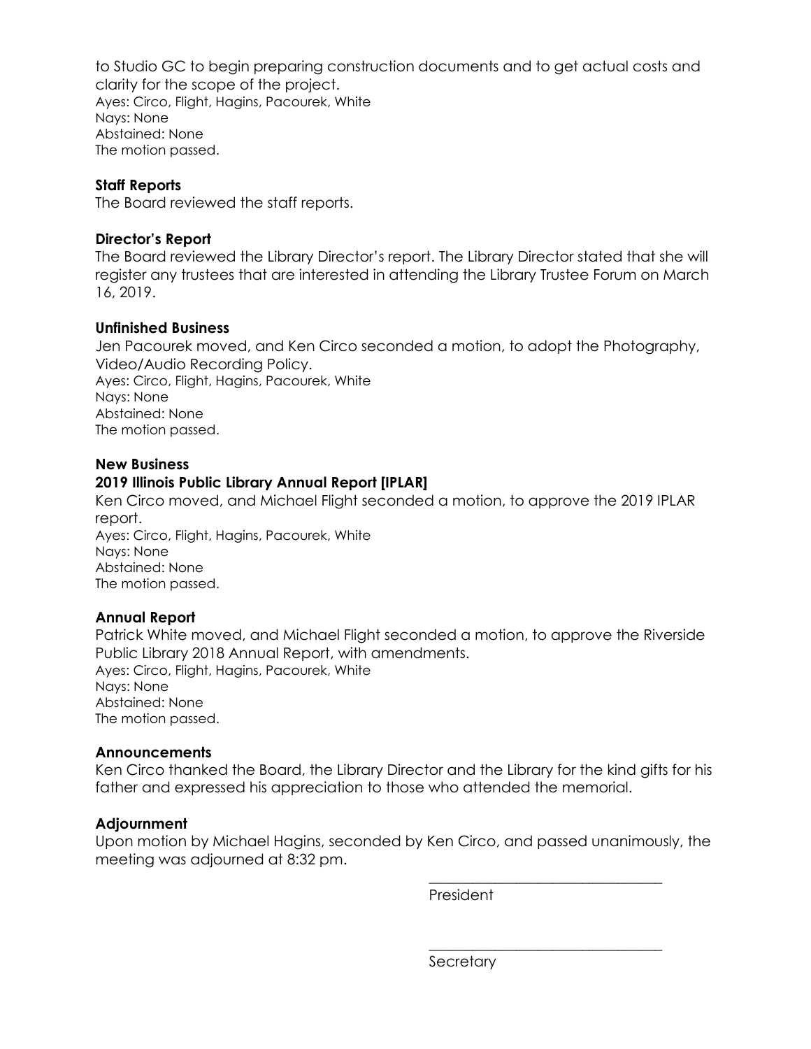to Studio GC to begin preparing construction documents and to get actual costs and clarity for the scope of the project.
Ayes: Circo, Flight, Hagins, Pacourek, White
Nays: None
Abstained: None
The motion passed.

**Staff Reports**
The Board reviewed the staff reports.

**Director's Report**
The Board reviewed the Library Director's report. The Library Director stated that she will register any trustees that are interested in attending the Library Trustee Forum on March 16, 2019.

**Unfinished Business**
Jen Pacourek moved, and Ken Circo seconded a motion, to adopt the Photography, Video/Audio Recording Policy.
Ayes: Circo, Flight, Hagins, Pacourek, White
Nays: None
Abstained: None
The motion passed.

**New Business**
**2019 Illinois Public Library Annual Report [IPLAR]**
Ken Circo moved, and Michael Flight seconded a motion, to approve the 2019 IPLAR report.
Ayes: Circo, Flight, Hagins, Pacourek, White
Nays: None
Abstained: None
The motion passed.

**Annual Report**
Patrick White moved, and Michael Flight seconded a motion, to approve the Riverside Public Library 2018 Annual Report, with amendments.
Ayes: Circo, Flight, Hagins, Pacourek, White
Nays: None
Abstained: None
The motion passed.

**Announcements**
Ken Circo thanked the Board, the Library Director and the Library for the kind gifts for his father and expressed his appreciation to those who attended the memorial.

**Adjournment**
Upon motion by Michael Hagins, seconded by Ken Circo, and passed unanimously, the meeting was adjourned at 8:32 pm.

\_\_\_\_\_\_\_\_\_\_\_\_\_\_\_\_\_\_\_\_\_\_\_\_\_\_\_\_\_\_\_\_
President

\_\_\_\_\_\_\_\_\_\_\_\_\_\_\_\_\_\_\_\_\_\_\_\_\_\_\_\_\_\_\_\_
Secretary